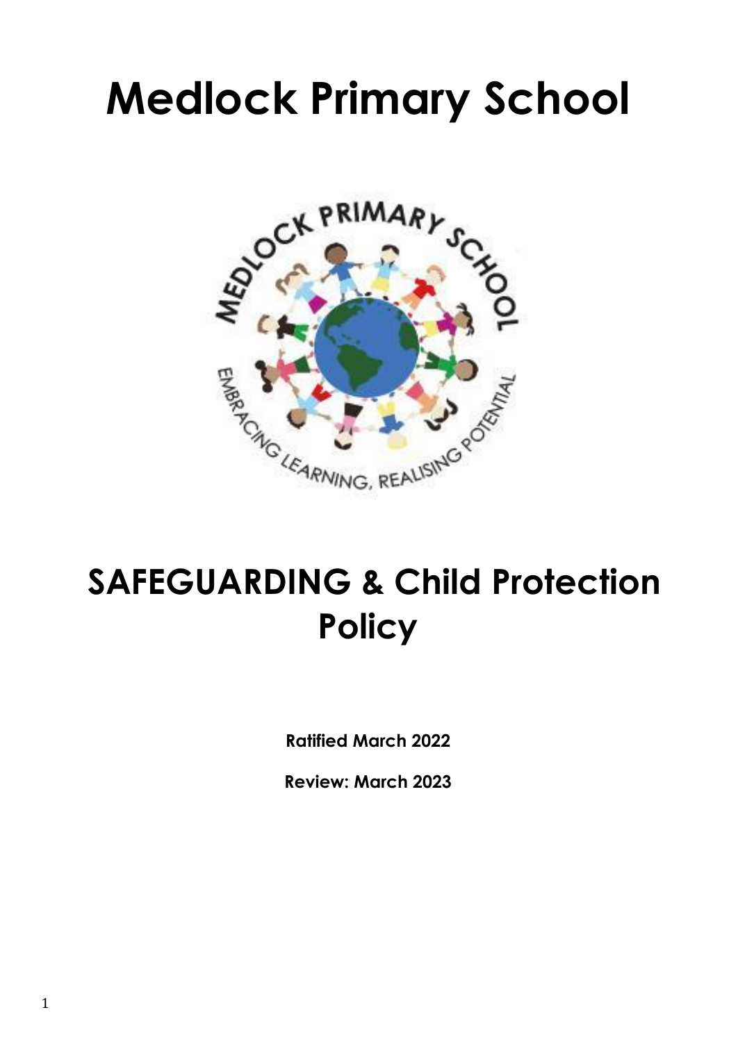# Medlock Primary School

# SAFEGUARDING & Child Protection Policy

**Ratified March 2022**

**Review: March 2023**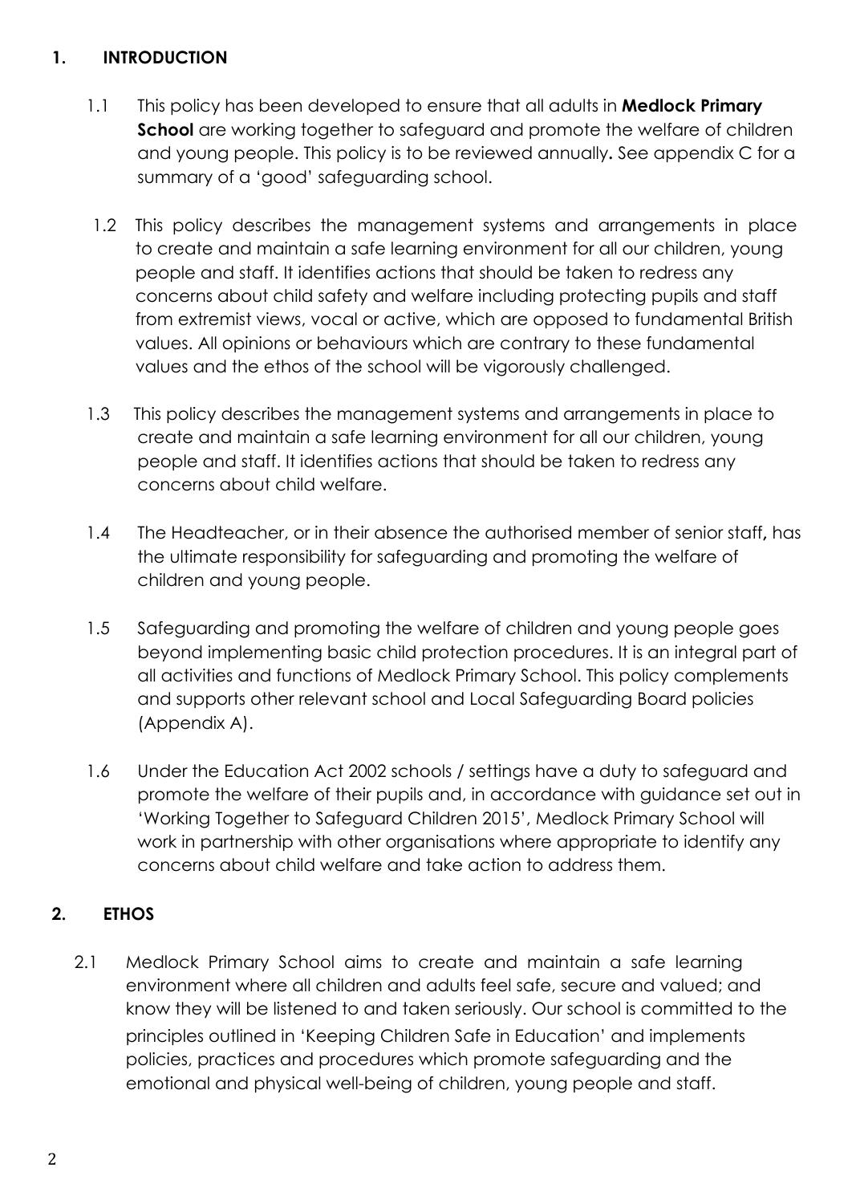## 1. INTRODUCTION

1.1 This policy has been developed to ensure that all adults in **Medlock Primary School** are working together to safeguard and promote the welfare of children and young people. This policy is to be reviewed annually**.** See appendix C for a summary of a 'good' safeguarding school.

1.2 This policy describes the management systems and arrangements in place to create and maintain a safe learning environment for all our children, young people and staff. It identifies actions that should be taken to redress any concerns about child safety and welfare including protecting pupils and staff from extremist views, vocal or active, which are opposed to fundamental British values. All opinions or behaviours which are contrary to these fundamental values and the ethos of the school will be vigorously challenged.

1.3 This policy describes the management systems and arrangements in place to create and maintain a safe learning environment for all our children, young people and staff. It identifies actions that should be taken to redress any concerns about child welfare.

1.4 The Headteacher, or in their absence the authorised member of senior staff**,** has the ultimate responsibility for safeguarding and promoting the welfare of children and young people.

1.5 Safeguarding and promoting the welfare of children and young people goes beyond implementing basic child protection procedures. It is an integral part of all activities and functions of Medlock Primary School. This policy complements and supports other relevant school and Local Safeguarding Board policies (Appendix A).

1.6 Under the Education Act 2002 schools / settings have a duty to safeguard and promote the welfare of their pupils and, in accordance with guidance set out in 'Working Together to Safeguard Children 2015', Medlock Primary School will work in partnership with other organisations where appropriate to identify any concerns about child welfare and take action to address them.

## 2. ETHOS

2.1 Medlock Primary School aims to create and maintain a safe learning environment where all children and adults feel safe, secure and valued; and know they will be listened to and taken seriously. Our school is committed to the principles outlined in 'Keeping Children Safe in Education' and implements policies, practices and procedures which promote safeguarding and the emotional and physical well-being of children, young people and staff.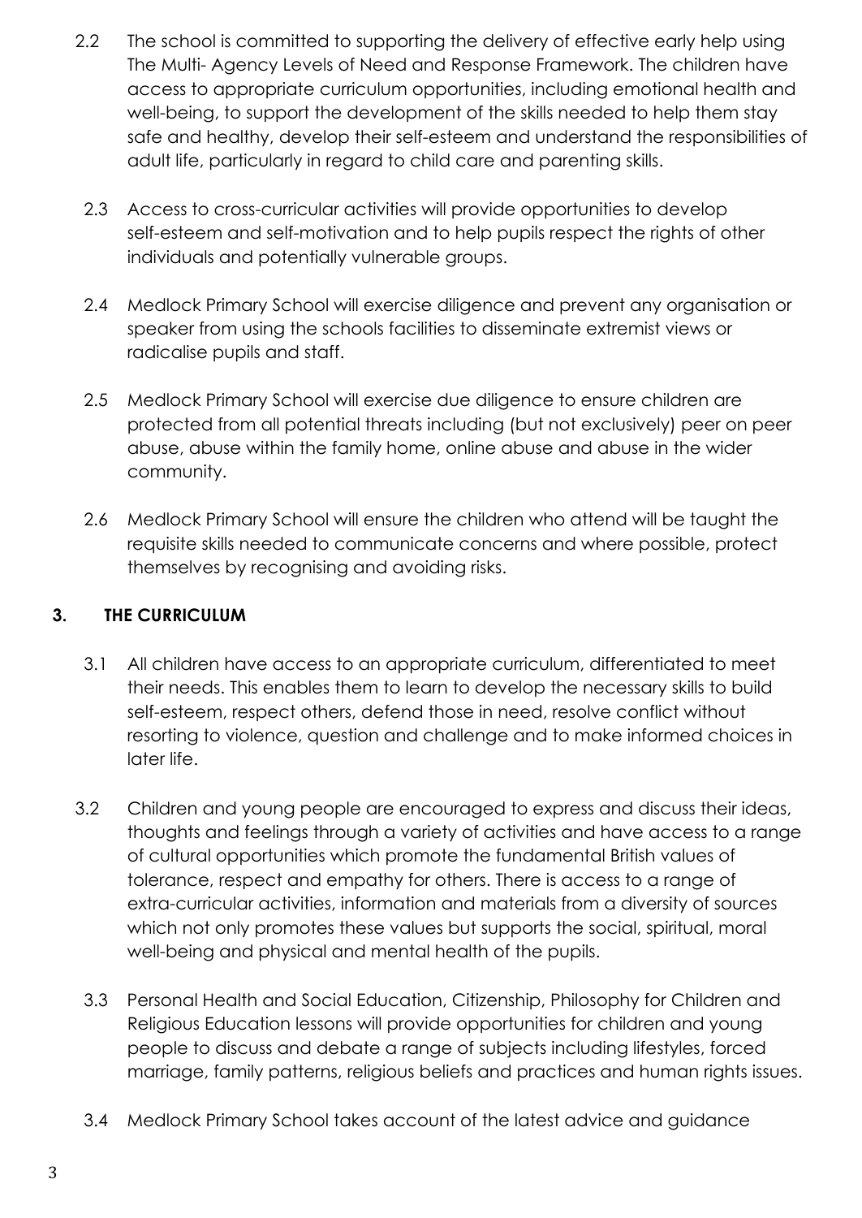2.2 The school is committed to supporting the delivery of effective early help using The Multi- Agency Levels of Need and Response Framework. The children have access to appropriate curriculum opportunities, including emotional health and well-being, to support the development of the skills needed to help them stay safe and healthy, develop their self-esteem and understand the responsibilities of adult life, particularly in regard to child care and parenting skills.

2.3 Access to cross-curricular activities will provide opportunities to develop self-esteem and self-motivation and to help pupils respect the rights of other individuals and potentially vulnerable groups.

2.4 Medlock Primary School will exercise diligence and prevent any organisation or speaker from using the schools facilities to disseminate extremist views or radicalise pupils and staff.

2.5 Medlock Primary School will exercise due diligence to ensure children are protected from all potential threats including (but not exclusively) peer on peer abuse, abuse within the family home, online abuse and abuse in the wider community.

2.6 Medlock Primary School will ensure the children who attend will be taught the requisite skills needed to communicate concerns and where possible, protect themselves by recognising and avoiding risks.

## 3. THE CURRICULUM

3.1 All children have access to an appropriate curriculum, differentiated to meet their needs. This enables them to learn to develop the necessary skills to build self-esteem, respect others, defend those in need, resolve conflict without resorting to violence, question and challenge and to make informed choices in later life.

3.2 Children and young people are encouraged to express and discuss their ideas, thoughts and feelings through a variety of activities and have access to a range of cultural opportunities which promote the fundamental British values of tolerance, respect and empathy for others. There is access to a range of extra-curricular activities, information and materials from a diversity of sources which not only promotes these values but supports the social, spiritual, moral well-being and physical and mental health of the pupils.

3.3 Personal Health and Social Education, Citizenship, Philosophy for Children and Religious Education lessons will provide opportunities for children and young people to discuss and debate a range of subjects including lifestyles, forced marriage, family patterns, religious beliefs and practices and human rights issues.

3.4 Medlock Primary School takes account of the latest advice and guidance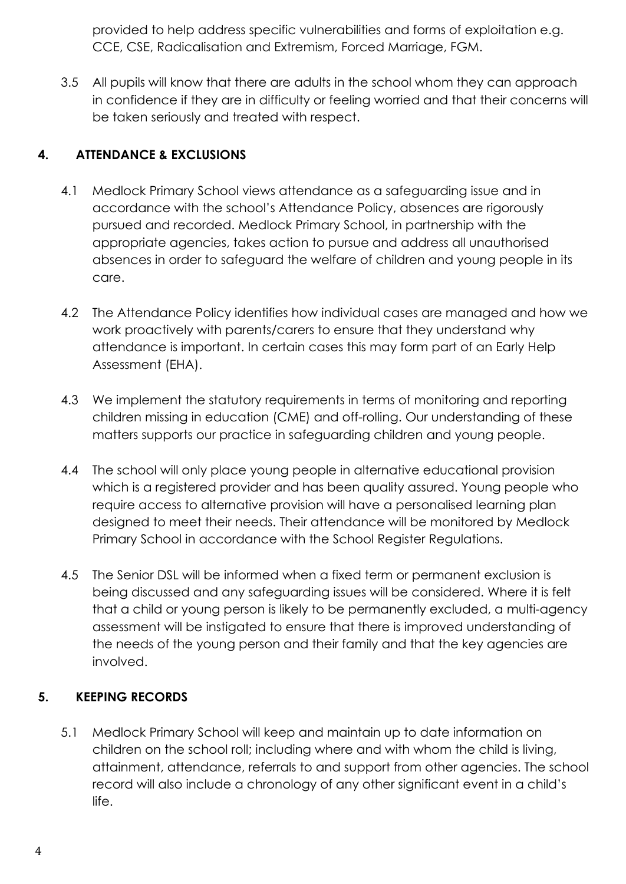provided to help address specific vulnerabilities and forms of exploitation e.g. CCE, CSE, Radicalisation and Extremism, Forced Marriage, FGM.

3.5 All pupils will know that there are adults in the school whom they can approach in confidence if they are in difficulty or feeling worried and that their concerns will be taken seriously and treated with respect.

## 4. ATTENDANCE & EXCLUSIONS

4.1 Medlock Primary School views attendance as a safeguarding issue and in accordance with the school's Attendance Policy, absences are rigorously pursued and recorded. Medlock Primary School, in partnership with the appropriate agencies, takes action to pursue and address all unauthorised absences in order to safeguard the welfare of children and young people in its care.

4.2 The Attendance Policy identifies how individual cases are managed and how we work proactively with parents/carers to ensure that they understand why attendance is important. In certain cases this may form part of an Early Help Assessment (EHA).

4.3 We implement the statutory requirements in terms of monitoring and reporting children missing in education (CME) and off-rolling. Our understanding of these matters supports our practice in safeguarding children and young people.

4.4 The school will only place young people in alternative educational provision which is a registered provider and has been quality assured. Young people who require access to alternative provision will have a personalised learning plan designed to meet their needs. Their attendance will be monitored by Medlock Primary School in accordance with the School Register Regulations.

4.5 The Senior DSL will be informed when a fixed term or permanent exclusion is being discussed and any safeguarding issues will be considered. Where it is felt that a child or young person is likely to be permanently excluded, a multi-agency assessment will be instigated to ensure that there is improved understanding of the needs of the young person and their family and that the key agencies are involved.

## 5. KEEPING RECORDS

5.1 Medlock Primary School will keep and maintain up to date information on children on the school roll; including where and with whom the child is living, attainment, attendance, referrals to and support from other agencies. The school record will also include a chronology of any other significant event in a child's life.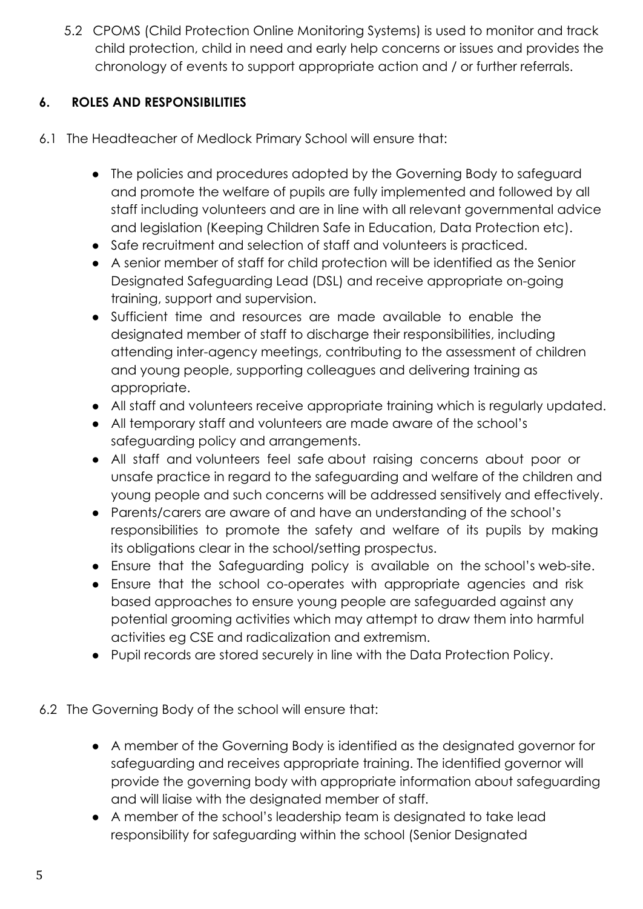5.2 CPOMS (Child Protection Online Monitoring Systems) is used to monitor and track child protection, child in need and early help concerns or issues and provides the chronology of events to support appropriate action and / or further referrals.

## 6. ROLES AND RESPONSIBILITIES

6.1 The Headteacher of Medlock Primary School will ensure that:

- The policies and procedures adopted by the Governing Body to safeguard and promote the welfare of pupils are fully implemented and followed by all staff including volunteers and are in line with all relevant governmental advice and legislation (Keeping Children Safe in Education, Data Protection etc).
- Safe recruitment and selection of staff and volunteers is practiced.
- A senior member of staff for child protection will be identified as the Senior Designated Safeguarding Lead (DSL) and receive appropriate on-going training, support and supervision.
- Sufficient time and resources are made available to enable the designated member of staff to discharge their responsibilities, including attending inter-agency meetings, contributing to the assessment of children and young people, supporting colleagues and delivering training as appropriate.
- All staff and volunteers receive appropriate training which is regularly updated.
- All temporary staff and volunteers are made aware of the school's safeguarding policy and arrangements.
- All staff and volunteers feel safe about raising concerns about poor or unsafe practice in regard to the safeguarding and welfare of the children and young people and such concerns will be addressed sensitively and effectively.
- Parents/carers are aware of and have an understanding of the school's responsibilities to promote the safety and welfare of its pupils by making its obligations clear in the school/setting prospectus.
- Ensure that the Safeguarding policy is available on the school's web-site.
- Ensure that the school co-operates with appropriate agencies and risk based approaches to ensure young people are safeguarded against any potential grooming activities which may attempt to draw them into harmful activities eg CSE and radicalization and extremism.
- Pupil records are stored securely in line with the Data Protection Policy.

6.2 The Governing Body of the school will ensure that:

- A member of the Governing Body is identified as the designated governor for safeguarding and receives appropriate training. The identified governor will provide the governing body with appropriate information about safeguarding and will liaise with the designated member of staff.
- A member of the school's leadership team is designated to take lead responsibility for safeguarding within the school (Senior Designated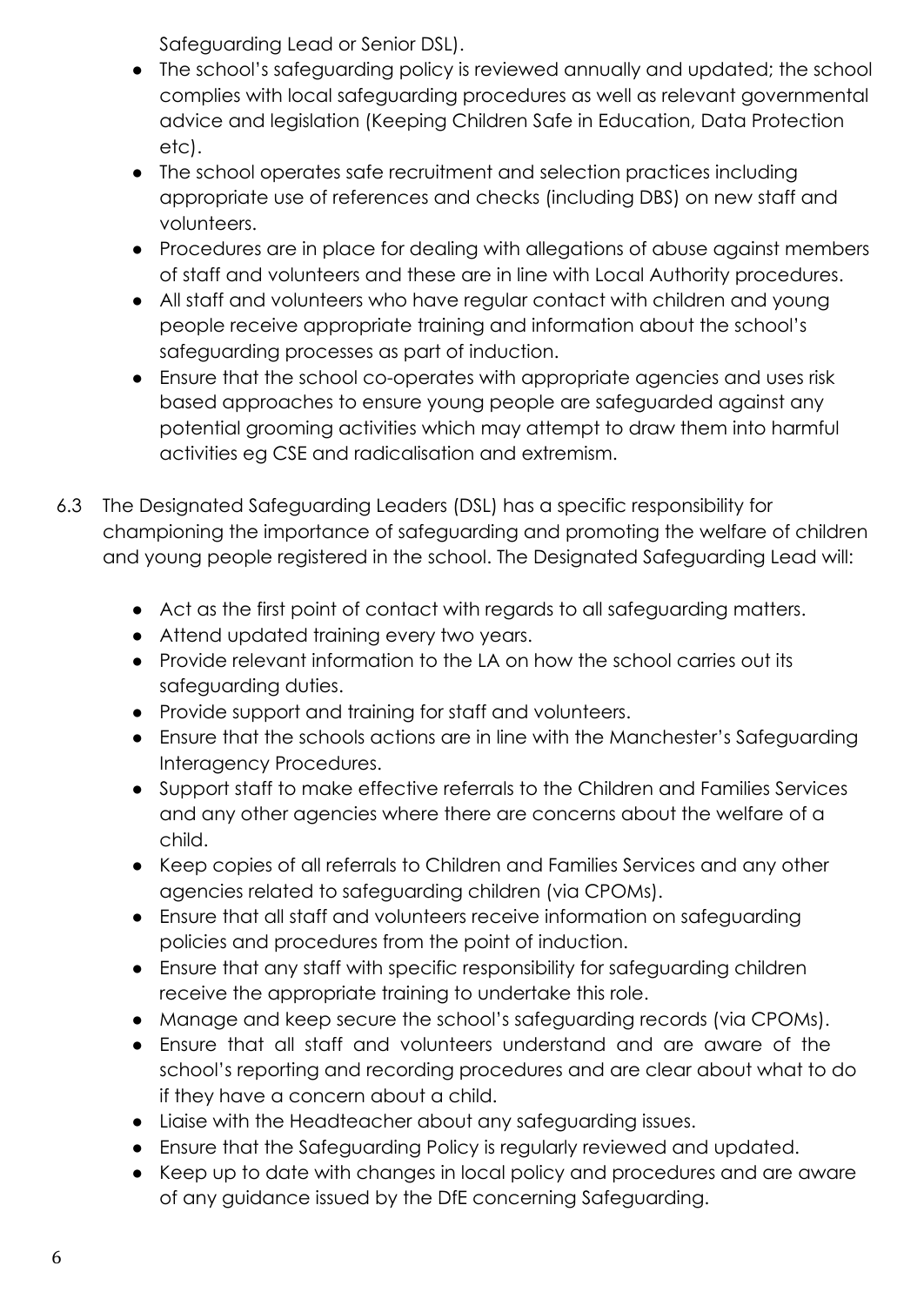Safeguarding Lead or Senior DSL).

- The school's safeguarding policy is reviewed annually and updated; the school complies with local safeguarding procedures as well as relevant governmental advice and legislation (Keeping Children Safe in Education, Data Protection etc).
- The school operates safe recruitment and selection practices including appropriate use of references and checks (including DBS) on new staff and volunteers.
- Procedures are in place for dealing with allegations of abuse against members of staff and volunteers and these are in line with Local Authority procedures.
- All staff and volunteers who have regular contact with children and young people receive appropriate training and information about the school's safeguarding processes as part of induction.
- Ensure that the school co-operates with appropriate agencies and uses risk based approaches to ensure young people are safeguarded against any potential grooming activities which may attempt to draw them into harmful activities eg CSE and radicalisation and extremism.

6.3 The Designated Safeguarding Leaders (DSL) has a specific responsibility for championing the importance of safeguarding and promoting the welfare of children and young people registered in the school. The Designated Safeguarding Lead will:

- Act as the first point of contact with regards to all safeguarding matters.
- Attend updated training every two years.
- Provide relevant information to the LA on how the school carries out its safeguarding duties.
- Provide support and training for staff and volunteers.
- Ensure that the schools actions are in line with the Manchester's Safeguarding Interagency Procedures.
- Support staff to make effective referrals to the Children and Families Services and any other agencies where there are concerns about the welfare of a child.
- Keep copies of all referrals to Children and Families Services and any other agencies related to safeguarding children (via CPOMs).
- Ensure that all staff and volunteers receive information on safeguarding policies and procedures from the point of induction.
- Ensure that any staff with specific responsibility for safeguarding children receive the appropriate training to undertake this role.
- Manage and keep secure the school's safeguarding records (via CPOMs).
- Ensure that all staff and volunteers understand and are aware of the school's reporting and recording procedures and are clear about what to do if they have a concern about a child.
- Liaise with the Headteacher about any safeguarding issues.
- Ensure that the Safeguarding Policy is regularly reviewed and updated.
- Keep up to date with changes in local policy and procedures and are aware of any guidance issued by the DfE concerning Safeguarding.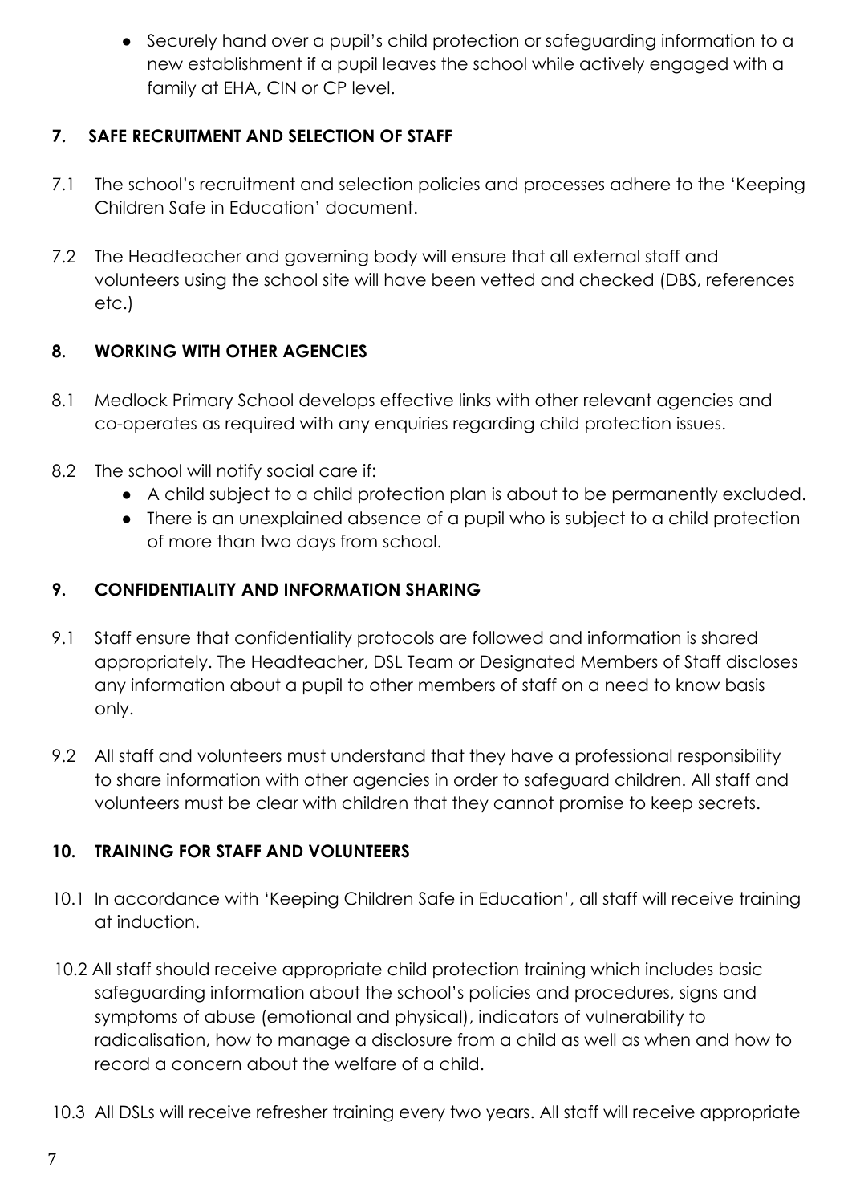- Securely hand over a pupil's child protection or safeguarding information to a new establishment if a pupil leaves the school while actively engaged with a family at EHA, CIN or CP level.

## 7. SAFE RECRUITMENT AND SELECTION OF STAFF

7.1 The school's recruitment and selection policies and processes adhere to the 'Keeping Children Safe in Education' document.

7.2 The Headteacher and governing body will ensure that all external staff and volunteers using the school site will have been vetted and checked (DBS, references etc.)

## 8. WORKING WITH OTHER AGENCIES

8.1 Medlock Primary School develops effective links with other relevant agencies and co-operates as required with any enquiries regarding child protection issues.

8.2 The school will notify social care if:

- A child subject to a child protection plan is about to be permanently excluded.
- There is an unexplained absence of a pupil who is subject to a child protection of more than two days from school.

## 9. CONFIDENTIALITY AND INFORMATION SHARING

9.1 Staff ensure that confidentiality protocols are followed and information is shared appropriately. The Headteacher, DSL Team or Designated Members of Staff discloses any information about a pupil to other members of staff on a need to know basis only.

9.2 All staff and volunteers must understand that they have a professional responsibility to share information with other agencies in order to safeguard children. All staff and volunteers must be clear with children that they cannot promise to keep secrets.

## 10. TRAINING FOR STAFF AND VOLUNTEERS

10.1 In accordance with 'Keeping Children Safe in Education', all staff will receive training at induction.

10.2 All staff should receive appropriate child protection training which includes basic safeguarding information about the school's policies and procedures, signs and symptoms of abuse (emotional and physical), indicators of vulnerability to radicalisation, how to manage a disclosure from a child as well as when and how to record a concern about the welfare of a child.

10.3 All DSLs will receive refresher training every two years. All staff will receive appropriate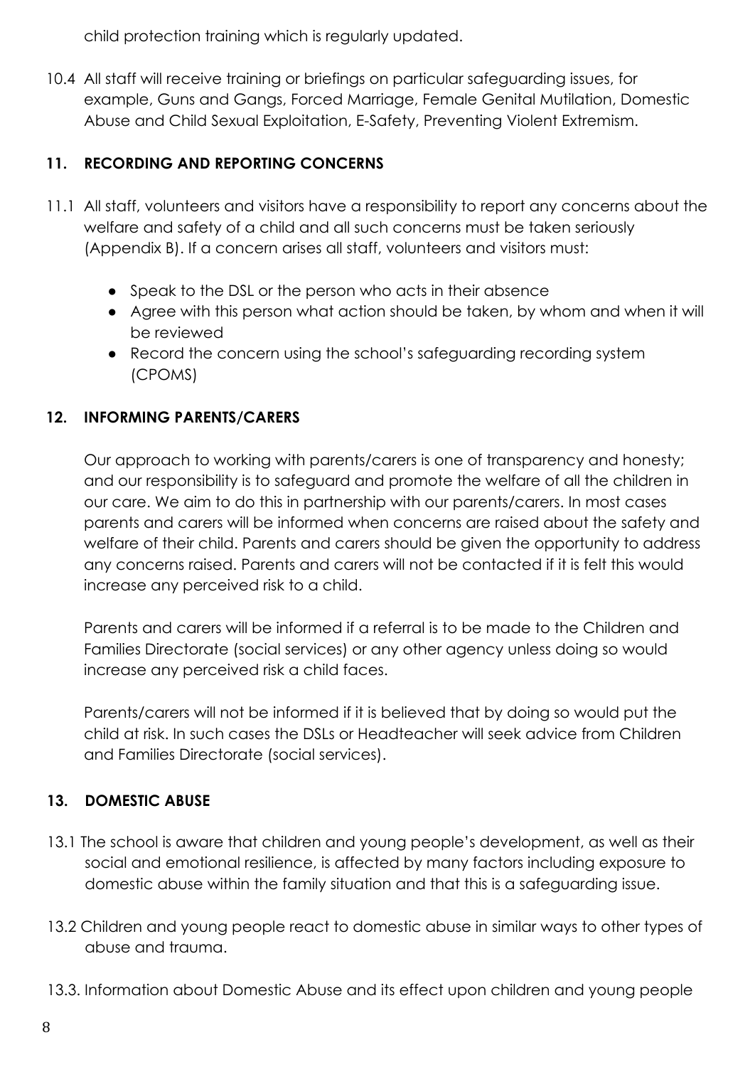child protection training which is regularly updated.

10.4 All staff will receive training or briefings on particular safeguarding issues, for example, Guns and Gangs, Forced Marriage, Female Genital Mutilation, Domestic Abuse and Child Sexual Exploitation, E-Safety, Preventing Violent Extremism.

## 11. RECORDING AND REPORTING CONCERNS

11.1 All staff, volunteers and visitors have a responsibility to report any concerns about the welfare and safety of a child and all such concerns must be taken seriously (Appendix B). If a concern arises all staff, volunteers and visitors must:

- Speak to the DSL or the person who acts in their absence
- Agree with this person what action should be taken, by whom and when it will be reviewed
- Record the concern using the school's safeguarding recording system (CPOMS)

## 12. INFORMING PARENTS/CARERS

Our approach to working with parents/carers is one of transparency and honesty; and our responsibility is to safeguard and promote the welfare of all the children in our care. We aim to do this in partnership with our parents/carers. In most cases parents and carers will be informed when concerns are raised about the safety and welfare of their child. Parents and carers should be given the opportunity to address any concerns raised. Parents and carers will not be contacted if it is felt this would increase any perceived risk to a child.

Parents and carers will be informed if a referral is to be made to the Children and Families Directorate (social services) or any other agency unless doing so would increase any perceived risk a child faces.

Parents/carers will not be informed if it is believed that by doing so would put the child at risk. In such cases the DSLs or Headteacher will seek advice from Children and Families Directorate (social services).

## 13. DOMESTIC ABUSE

13.1 The school is aware that children and young people's development, as well as their social and emotional resilience, is affected by many factors including exposure to domestic abuse within the family situation and that this is a safeguarding issue.

13.2 Children and young people react to domestic abuse in similar ways to other types of abuse and trauma.

13.3. Information about Domestic Abuse and its effect upon children and young people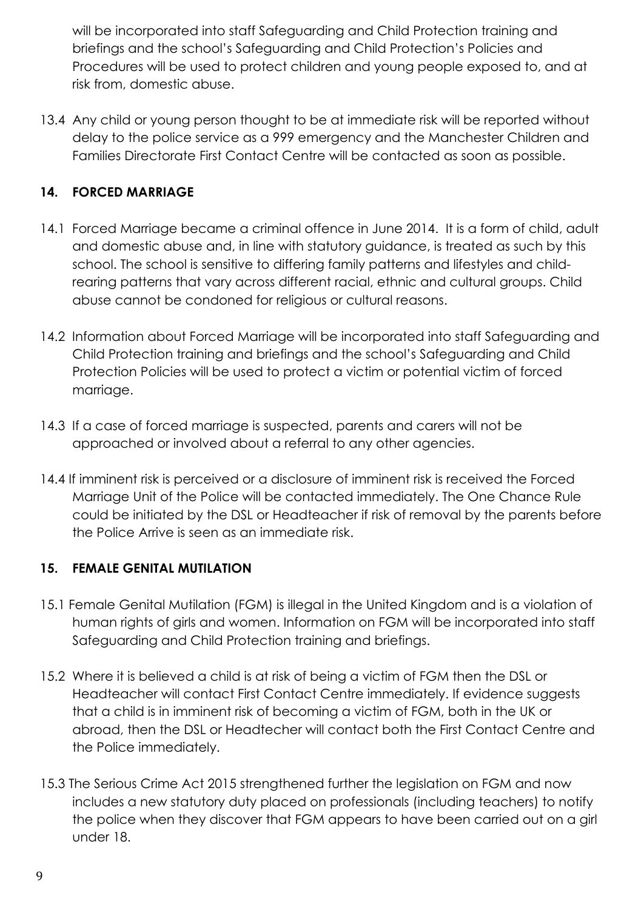will be incorporated into staff Safeguarding and Child Protection training and briefings and the school's Safeguarding and Child Protection's Policies and Procedures will be used to protect children and young people exposed to, and at risk from, domestic abuse.

13.4 Any child or young person thought to be at immediate risk will be reported without delay to the police service as a 999 emergency and the Manchester Children and Families Directorate First Contact Centre will be contacted as soon as possible.

## 14. FORCED MARRIAGE

14.1 Forced Marriage became a criminal offence in June 2014. It is a form of child, adult and domestic abuse and, in line with statutory guidance, is treated as such by this school. The school is sensitive to differing family patterns and lifestyles and child-rearing patterns that vary across different racial, ethnic and cultural groups. Child abuse cannot be condoned for religious or cultural reasons.

14.2 Information about Forced Marriage will be incorporated into staff Safeguarding and Child Protection training and briefings and the school's Safeguarding and Child Protection Policies will be used to protect a victim or potential victim of forced marriage.

14.3 If a case of forced marriage is suspected, parents and carers will not be approached or involved about a referral to any other agencies.

14.4 If imminent risk is perceived or a disclosure of imminent risk is received the Forced Marriage Unit of the Police will be contacted immediately. The One Chance Rule could be initiated by the DSL or Headteacher if risk of removal by the parents before the Police Arrive is seen as an immediate risk.

## 15. FEMALE GENITAL MUTILATION

15.1 Female Genital Mutilation (FGM) is illegal in the United Kingdom and is a violation of human rights of girls and women. Information on FGM will be incorporated into staff Safeguarding and Child Protection training and briefings.

15.2 Where it is believed a child is at risk of being a victim of FGM then the DSL or Headteacher will contact First Contact Centre immediately. If evidence suggests that a child is in imminent risk of becoming a victim of FGM, both in the UK or abroad, then the DSL or Headtecher will contact both the First Contact Centre and the Police immediately.

15.3 The Serious Crime Act 2015 strengthened further the legislation on FGM and now includes a new statutory duty placed on professionals (including teachers) to notify the police when they discover that FGM appears to have been carried out on a girl under 18.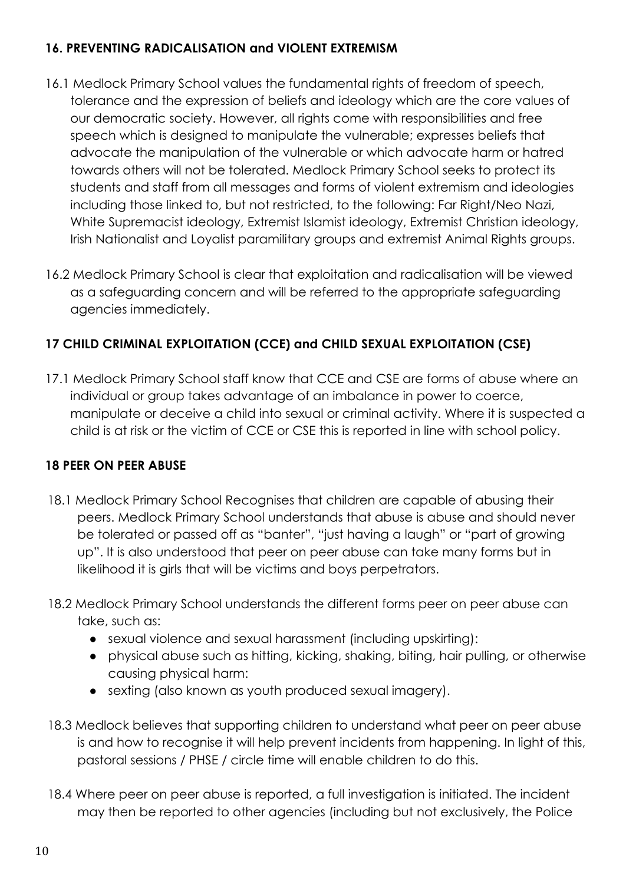## 16. PREVENTING RADICALISATION and VIOLENT EXTREMISM

16.1 Medlock Primary School values the fundamental rights of freedom of speech, tolerance and the expression of beliefs and ideology which are the core values of our democratic society. However, all rights come with responsibilities and free speech which is designed to manipulate the vulnerable; expresses beliefs that advocate the manipulation of the vulnerable or which advocate harm or hatred towards others will not be tolerated. Medlock Primary School seeks to protect its students and staff from all messages and forms of violent extremism and ideologies including those linked to, but not restricted, to the following: Far Right/Neo Nazi, White Supremacist ideology, Extremist Islamist ideology, Extremist Christian ideology, Irish Nationalist and Loyalist paramilitary groups and extremist Animal Rights groups.

16.2 Medlock Primary School is clear that exploitation and radicalisation will be viewed as a safeguarding concern and will be referred to the appropriate safeguarding agencies immediately.

## 17 CHILD CRIMINAL EXPLOITATION (CCE) and CHILD SEXUAL EXPLOITATION (CSE)

17.1 Medlock Primary School staff know that CCE and CSE are forms of abuse where an individual or group takes advantage of an imbalance in power to coerce, manipulate or deceive a child into sexual or criminal activity. Where it is suspected a child is at risk or the victim of CCE or CSE this is reported in line with school policy.

## 18 PEER ON PEER ABUSE

18.1 Medlock Primary School Recognises that children are capable of abusing their peers. Medlock Primary School understands that abuse is abuse and should never be tolerated or passed off as "banter", "just having a laugh" or "part of growing up". It is also understood that peer on peer abuse can take many forms but in likelihood it is girls that will be victims and boys perpetrators.

18.2 Medlock Primary School understands the different forms peer on peer abuse can take, such as:

- sexual violence and sexual harassment (including upskirting):
- physical abuse such as hitting, kicking, shaking, biting, hair pulling, or otherwise causing physical harm:
- sexting (also known as youth produced sexual imagery).

18.3 Medlock believes that supporting children to understand what peer on peer abuse is and how to recognise it will help prevent incidents from happening. In light of this, pastoral sessions / PHSE / circle time will enable children to do this.

18.4 Where peer on peer abuse is reported, a full investigation is initiated. The incident may then be reported to other agencies (including but not exclusively, the Police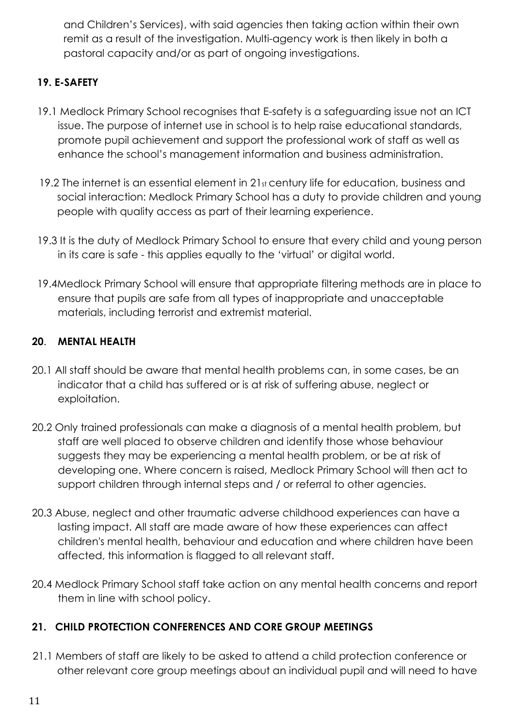and Children's Services), with said agencies then taking action within their own remit as a result of the investigation. Multi-agency work is then likely in both a pastoral capacity and/or as part of ongoing investigations.

## 19. E-SAFETY

19.1 Medlock Primary School recognises that E-safety is a safeguarding issue not an ICT issue. The purpose of internet use in school is to help raise educational standards, promote pupil achievement and support the professional work of staff as well as enhance the school's management information and business administration.

19.2 The internet is an essential element in 21st century life for education, business and social interaction: Medlock Primary School has a duty to provide children and young people with quality access as part of their learning experience.

19.3 It is the duty of Medlock Primary School to ensure that every child and young person in its care is safe - this applies equally to the 'virtual' or digital world.

19.4Medlock Primary School will ensure that appropriate filtering methods are in place to ensure that pupils are safe from all types of inappropriate and unacceptable materials, including terrorist and extremist material.

## 20. MENTAL HEALTH

20.1 All staff should be aware that mental health problems can, in some cases, be an indicator that a child has suffered or is at risk of suffering abuse, neglect or exploitation.

20.2 Only trained professionals can make a diagnosis of a mental health problem, but staff are well placed to observe children and identify those whose behaviour suggests they may be experiencing a mental health problem, or be at risk of developing one. Where concern is raised, Medlock Primary School will then act to support children through internal steps and / or referral to other agencies.

20.3 Abuse, neglect and other traumatic adverse childhood experiences can have a lasting impact. All staff are made aware of how these experiences can affect children's mental health, behaviour and education and where children have been affected, this information is flagged to all relevant staff.

20.4 Medlock Primary School staff take action on any mental health concerns and report them in line with school policy.

## 21. CHILD PROTECTION CONFERENCES AND CORE GROUP MEETINGS

21.1 Members of staff are likely to be asked to attend a child protection conference or other relevant core group meetings about an individual pupil and will need to have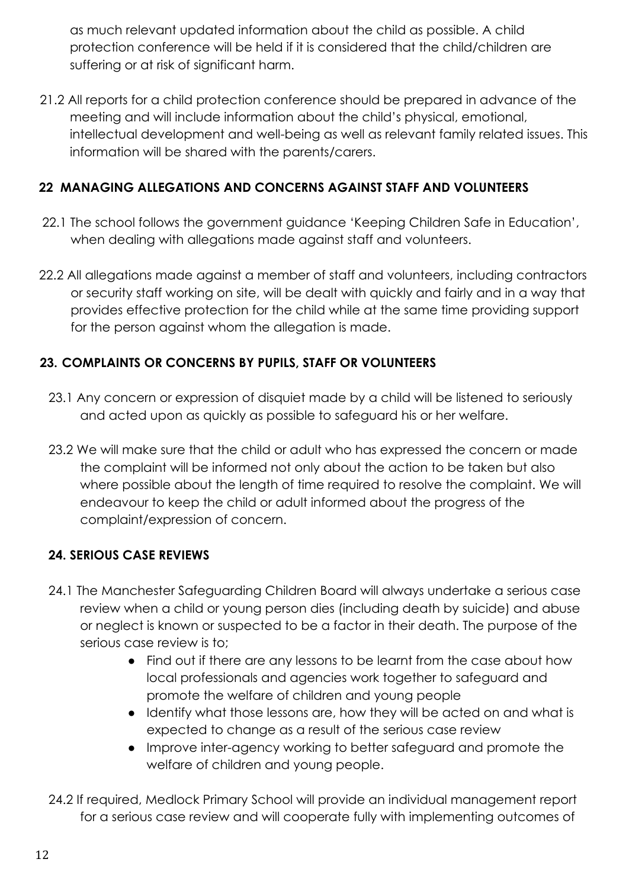as much relevant updated information about the child as possible. A child protection conference will be held if it is considered that the child/children are suffering or at risk of significant harm.

21.2 All reports for a child protection conference should be prepared in advance of the meeting and will include information about the child's physical, emotional, intellectual development and well-being as well as relevant family related issues. This information will be shared with the parents/carers.

## 22 MANAGING ALLEGATIONS AND CONCERNS AGAINST STAFF AND VOLUNTEERS

22.1 The school follows the government guidance 'Keeping Children Safe in Education', when dealing with allegations made against staff and volunteers.

22.2 All allegations made against a member of staff and volunteers, including contractors or security staff working on site, will be dealt with quickly and fairly and in a way that provides effective protection for the child while at the same time providing support for the person against whom the allegation is made.

## 23. COMPLAINTS OR CONCERNS BY PUPILS, STAFF OR VOLUNTEERS

23.1 Any concern or expression of disquiet made by a child will be listened to seriously and acted upon as quickly as possible to safeguard his or her welfare.

23.2 We will make sure that the child or adult who has expressed the concern or made the complaint will be informed not only about the action to be taken but also where possible about the length of time required to resolve the complaint. We will endeavour to keep the child or adult informed about the progress of the complaint/expression of concern.

## 24. SERIOUS CASE REVIEWS

24.1 The Manchester Safeguarding Children Board will always undertake a serious case review when a child or young person dies (including death by suicide) and abuse or neglect is known or suspected to be a factor in their death. The purpose of the serious case review is to;

- Find out if there are any lessons to be learnt from the case about how local professionals and agencies work together to safeguard and promote the welfare of children and young people
- Identify what those lessons are, how they will be acted on and what is expected to change as a result of the serious case review
- Improve inter-agency working to better safeguard and promote the welfare of children and young people.

24.2 If required, Medlock Primary School will provide an individual management report for a serious case review and will cooperate fully with implementing outcomes of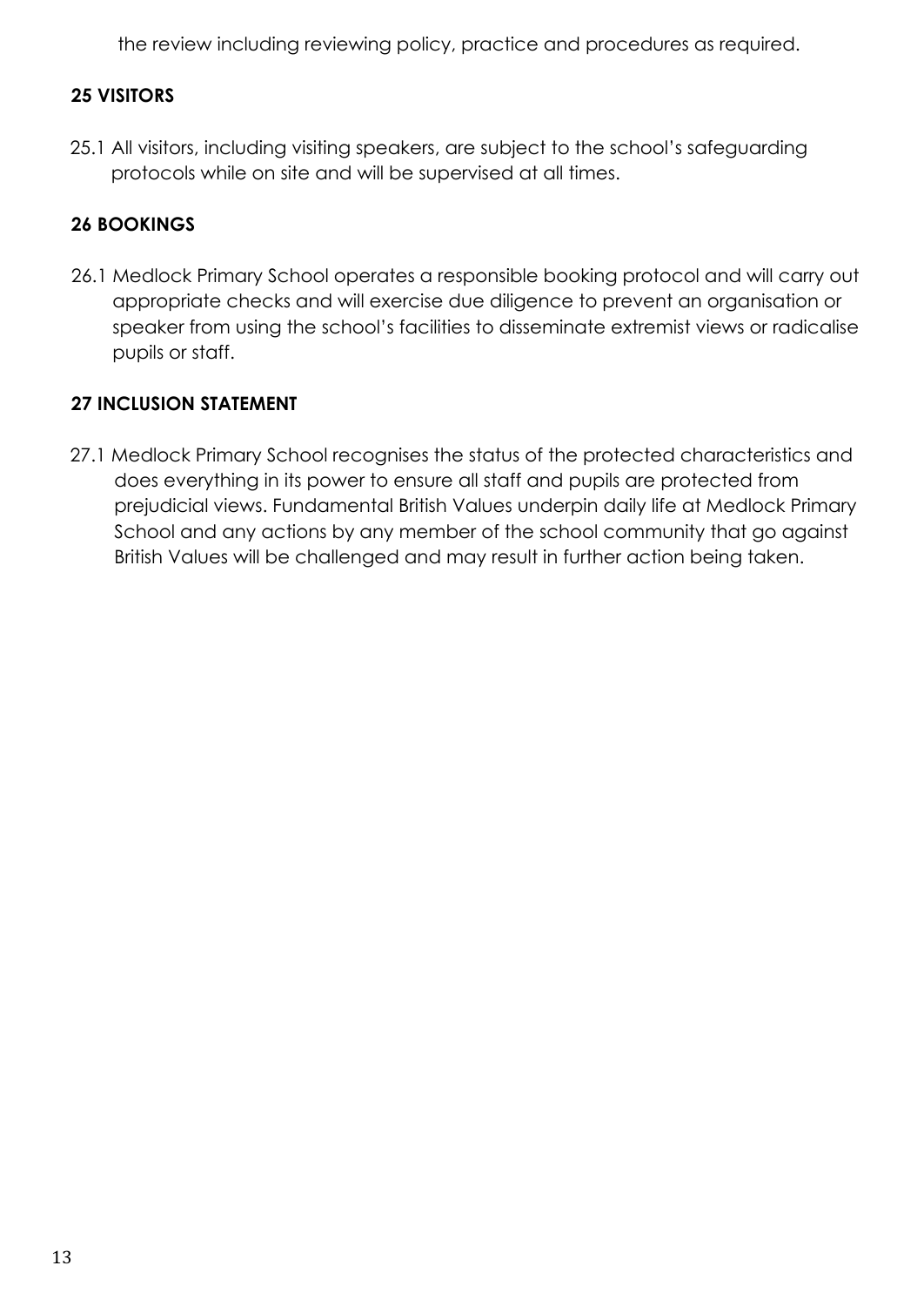the review including reviewing policy, practice and procedures as required.

## 25 VISITORS

25.1 All visitors, including visiting speakers, are subject to the school's safeguarding protocols while on site and will be supervised at all times.

## 26 BOOKINGS

26.1 Medlock Primary School operates a responsible booking protocol and will carry out appropriate checks and will exercise due diligence to prevent an organisation or speaker from using the school's facilities to disseminate extremist views or radicalise pupils or staff.

## 27 INCLUSION STATEMENT

27.1 Medlock Primary School recognises the status of the protected characteristics and does everything in its power to ensure all staff and pupils are protected from prejudicial views. Fundamental British Values underpin daily life at Medlock Primary School and any actions by any member of the school community that go against British Values will be challenged and may result in further action being taken.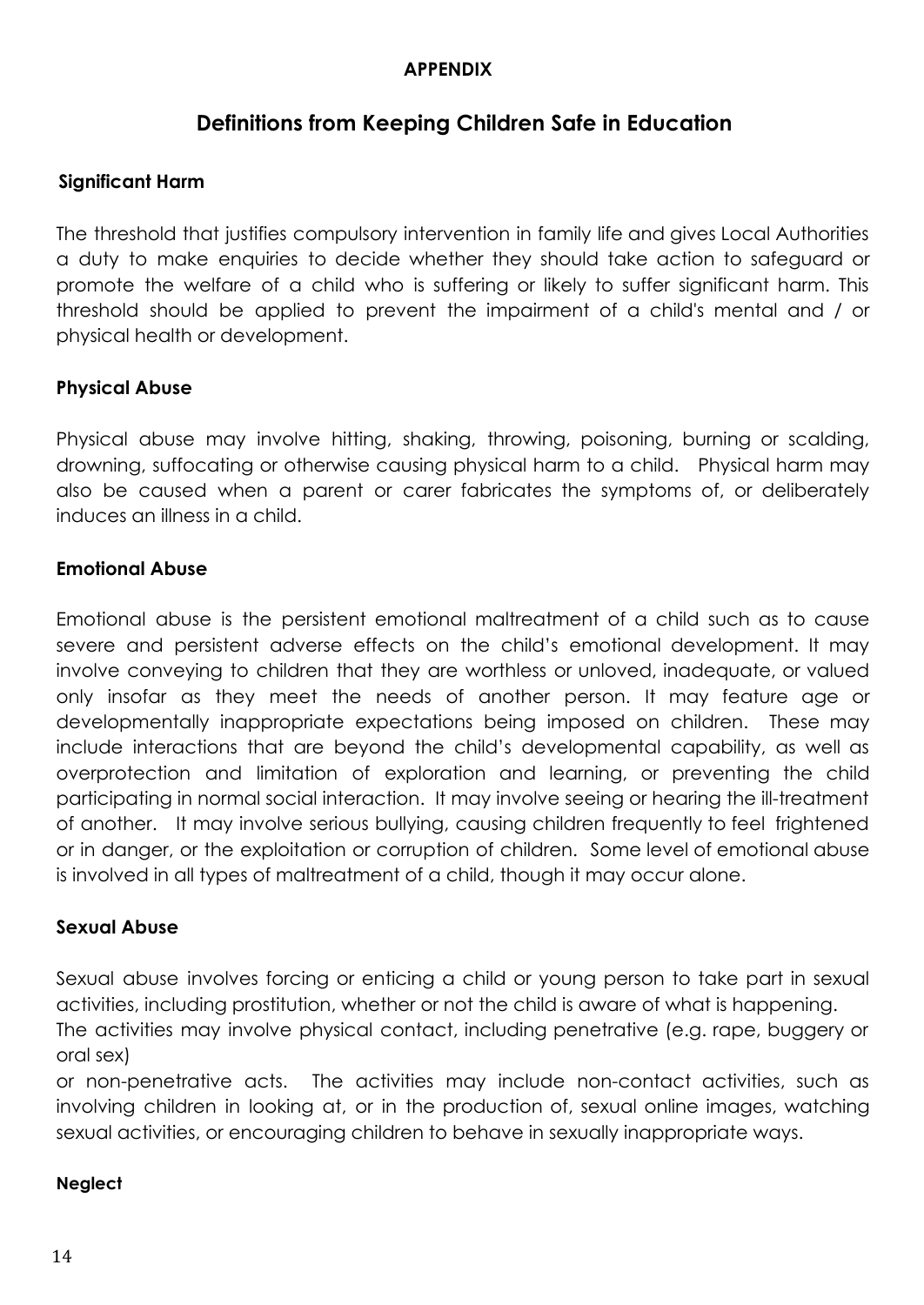**APPENDIX**

## Definitions from Keeping Children Safe in Education

### Significant Harm

The threshold that justifies compulsory intervention in family life and gives Local Authorities a duty to make enquiries to decide whether they should take action to safeguard or promote the welfare of a child who is suffering or likely to suffer significant harm. This threshold should be applied to prevent the impairment of a child's mental and / or physical health or development.

### Physical Abuse

Physical abuse may involve hitting, shaking, throwing, poisoning, burning or scalding, drowning, suffocating or otherwise causing physical harm to a child. Physical harm may also be caused when a parent or carer fabricates the symptoms of, or deliberately induces an illness in a child.

### Emotional Abuse

Emotional abuse is the persistent emotional maltreatment of a child such as to cause severe and persistent adverse effects on the child's emotional development. It may involve conveying to children that they are worthless or unloved, inadequate, or valued only insofar as they meet the needs of another person. It may feature age or developmentally inappropriate expectations being imposed on children. These may include interactions that are beyond the child's developmental capability, as well as overprotection and limitation of exploration and learning, or preventing the child participating in normal social interaction. It may involve seeing or hearing the ill-treatment of another. It may involve serious bullying, causing children frequently to feel frightened or in danger, or the exploitation or corruption of children. Some level of emotional abuse is involved in all types of maltreatment of a child, though it may occur alone.

### Sexual Abuse

Sexual abuse involves forcing or enticing a child or young person to take part in sexual activities, including prostitution, whether or not the child is aware of what is happening. The activities may involve physical contact, including penetrative (e.g. rape, buggery or oral sex)
or non-penetrative acts. The activities may include non-contact activities, such as involving children in looking at, or in the production of, sexual online images, watching sexual activities, or encouraging children to behave in sexually inappropriate ways.

### Neglect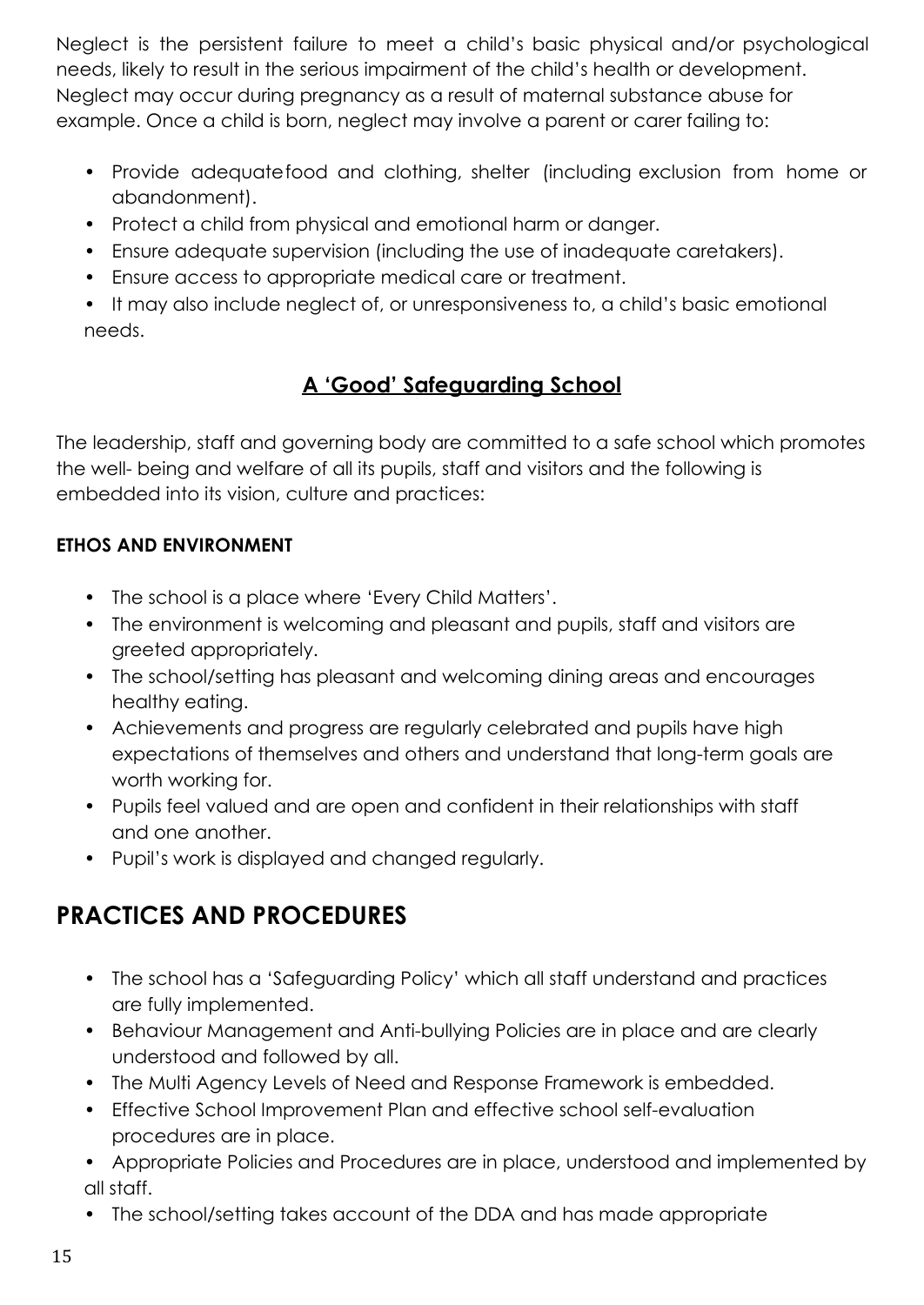Neglect is the persistent failure to meet a child's basic physical and/or psychological needs, likely to result in the serious impairment of the child's health or development. Neglect may occur during pregnancy as a result of maternal substance abuse for example. Once a child is born, neglect may involve a parent or carer failing to:

- Provide adequatefood and clothing, shelter (including exclusion from home or abandonment).
- Protect a child from physical and emotional harm or danger.
- Ensure adequate supervision (including the use of inadequate caretakers).
- Ensure access to appropriate medical care or treatment.
- It may also include neglect of, or unresponsiveness to, a child's basic emotional needs.

## A 'Good' Safeguarding School

The leadership, staff and governing body are committed to a safe school which promotes the well- being and welfare of all its pupils, staff and visitors and the following is embedded into its vision, culture and practices:

**ETHOS AND ENVIRONMENT**

- The school is a place where 'Every Child Matters'.
- The environment is welcoming and pleasant and pupils, staff and visitors are greeted appropriately.
- The school/setting has pleasant and welcoming dining areas and encourages healthy eating.
- Achievements and progress are regularly celebrated and pupils have high expectations of themselves and others and understand that long-term goals are worth working for.
- Pupils feel valued and are open and confident in their relationships with staff and one another.
- Pupil's work is displayed and changed regularly.

## PRACTICES AND PROCEDURES

- The school has a 'Safeguarding Policy' which all staff understand and practices are fully implemented.
- Behaviour Management and Anti-bullying Policies are in place and are clearly understood and followed by all.
- The Multi Agency Levels of Need and Response Framework is embedded.
- Effective School Improvement Plan and effective school self-evaluation procedures are in place.
- Appropriate Policies and Procedures are in place, understood and implemented by all staff.
- The school/setting takes account of the DDA and has made appropriate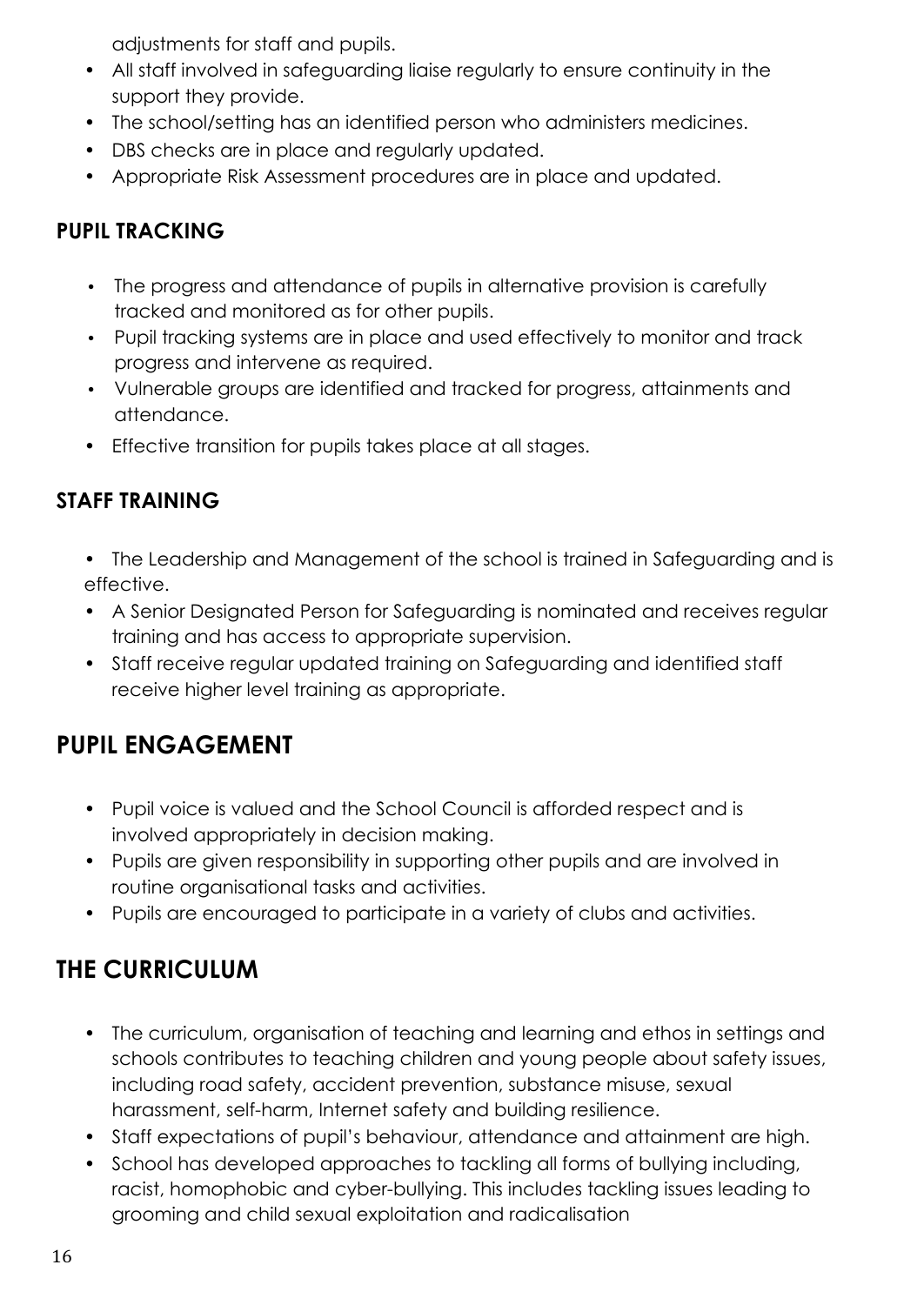adjustments for staff and pupils.

- All staff involved in safeguarding liaise regularly to ensure continuity in the support they provide.
- The school/setting has an identified person who administers medicines.
- DBS checks are in place and regularly updated.
- Appropriate Risk Assessment procedures are in place and updated.

### PUPIL TRACKING

- The progress and attendance of pupils in alternative provision is carefully tracked and monitored as for other pupils.
- Pupil tracking systems are in place and used effectively to monitor and track progress and intervene as required.
- Vulnerable groups are identified and tracked for progress, attainments and attendance.
- Effective transition for pupils takes place at all stages.

### STAFF TRAINING

- The Leadership and Management of the school is trained in Safeguarding and is effective.
- A Senior Designated Person for Safeguarding is nominated and receives regular training and has access to appropriate supervision.
- Staff receive regular updated training on Safeguarding and identified staff receive higher level training as appropriate.

## PUPIL ENGAGEMENT

- Pupil voice is valued and the School Council is afforded respect and is involved appropriately in decision making.
- Pupils are given responsibility in supporting other pupils and are involved in routine organisational tasks and activities.
- Pupils are encouraged to participate in a variety of clubs and activities.

## THE CURRICULUM

- The curriculum, organisation of teaching and learning and ethos in settings and schools contributes to teaching children and young people about safety issues, including road safety, accident prevention, substance misuse, sexual harassment, self-harm, Internet safety and building resilience.
- Staff expectations of pupil's behaviour, attendance and attainment are high.
- School has developed approaches to tackling all forms of bullying including, racist, homophobic and cyber-bullying. This includes tackling issues leading to grooming and child sexual exploitation and radicalisation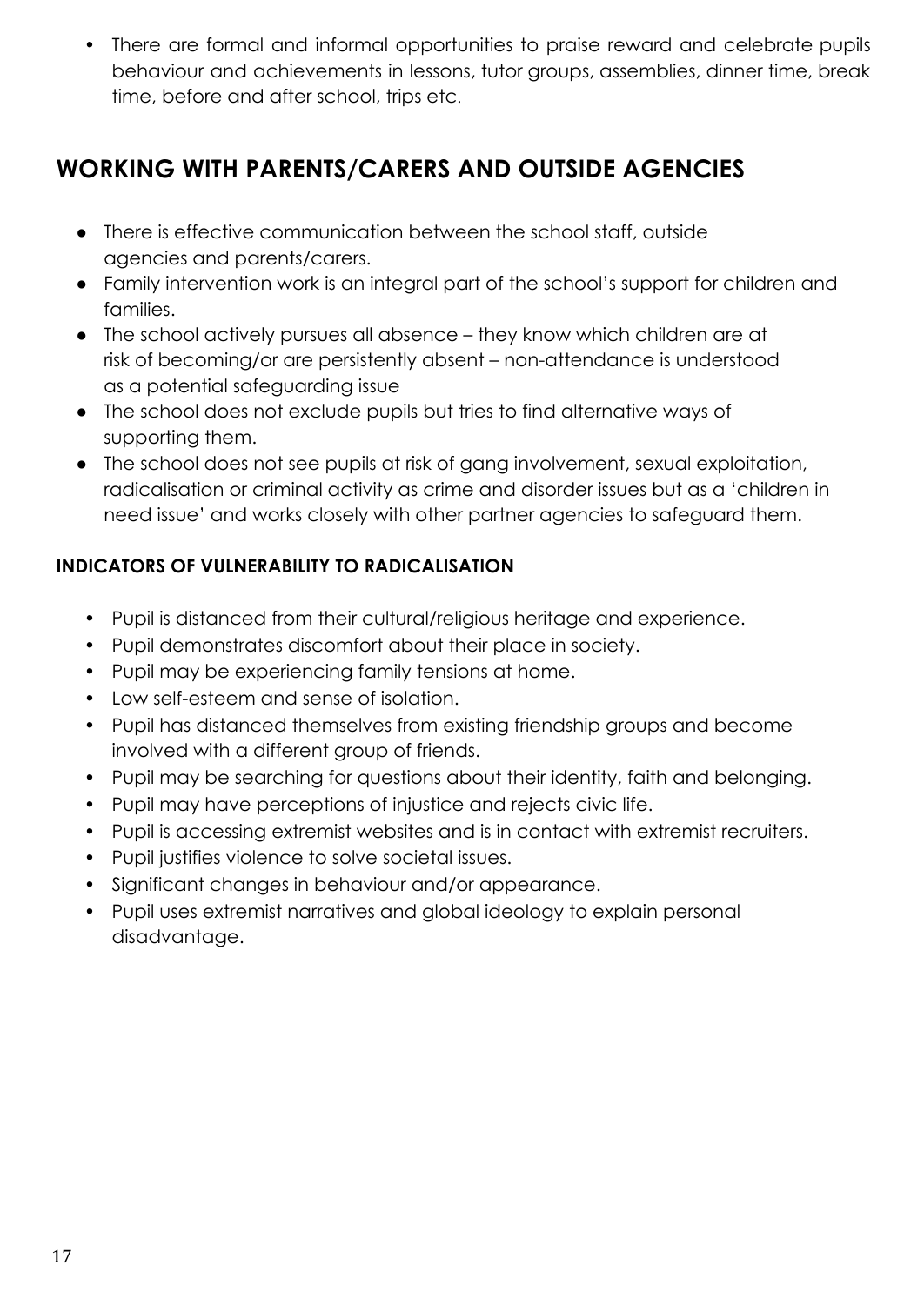- There are formal and informal opportunities to praise reward and celebrate pupils behaviour and achievements in lessons, tutor groups, assemblies, dinner time, break time, before and after school, trips etc.

## WORKING WITH PARENTS/CARERS AND OUTSIDE AGENCIES

- There is effective communication between the school staff, outside agencies and parents/carers.
- Family intervention work is an integral part of the school's support for children and families.
- The school actively pursues all absence – they know which children are at risk of becoming/or are persistently absent – non-attendance is understood as a potential safeguarding issue
- The school does not exclude pupils but tries to find alternative ways of supporting them.
- The school does not see pupils at risk of gang involvement, sexual exploitation, radicalisation or criminal activity as crime and disorder issues but as a 'children in need issue' and works closely with other partner agencies to safeguard them.

### INDICATORS OF VULNERABILITY TO RADICALISATION

- Pupil is distanced from their cultural/religious heritage and experience.
- Pupil demonstrates discomfort about their place in society.
- Pupil may be experiencing family tensions at home.
- Low self-esteem and sense of isolation.
- Pupil has distanced themselves from existing friendship groups and become involved with a different group of friends.
- Pupil may be searching for questions about their identity, faith and belonging.
- Pupil may have perceptions of injustice and rejects civic life.
- Pupil is accessing extremist websites and is in contact with extremist recruiters.
- Pupil justifies violence to solve societal issues.
- Significant changes in behaviour and/or appearance.
- Pupil uses extremist narratives and global ideology to explain personal disadvantage.